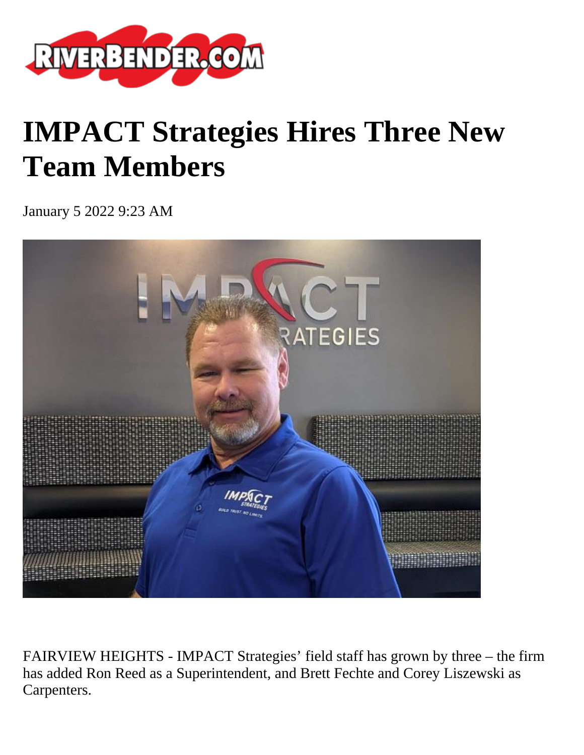# IMPACT Strategies Hires Three New Team Members

January 5 2022 9:23 AM

FAIRVIEW HEIGHTS - IMPACT Strategies' field staff has grown by three – the firm has added Ron Reed as a Superintendent, and Brett Fechte and Corey Liszewski as Carpenters.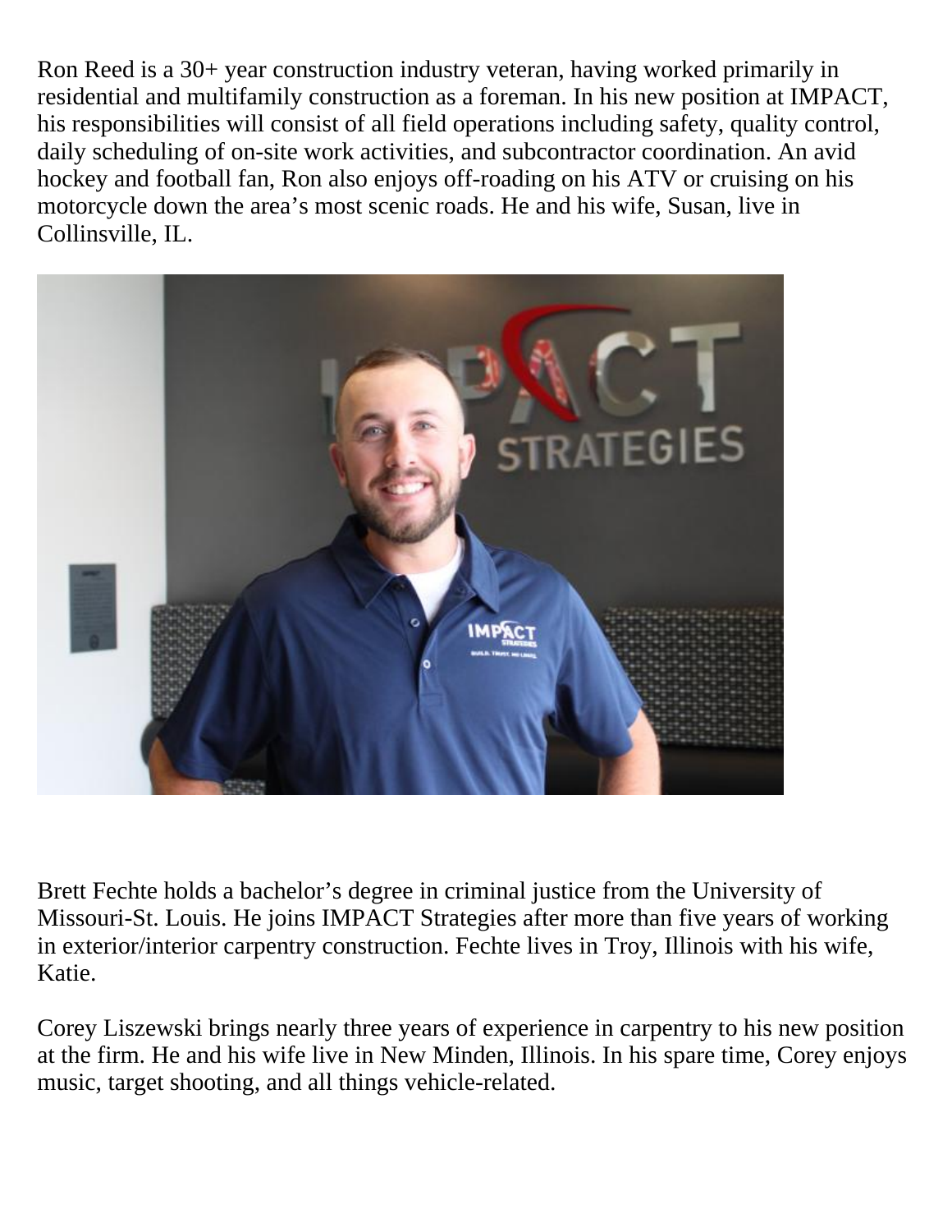Ron Reed is a 30+ year construction industry veteran, having worked primarily in residential and multifamily construction as a foreman. In his new position at IMPACT, his responsibilities will consist of all field operations including safety, quality control, daily scheduling of on-site work activities, and subcontractor coordination. An avid hockey and football fan, Ron also enjoys off-roading on his ATV or cruising on his motorcycle down the area's most scenic roads. He and his wife, Susan, live in Collinsville, IL.

Brett Fechte holds a bachelor's degree in criminal justice from the University of Missouri-St. Louis. He joins IMPACT Strategies after more than five years of working in exterior/interior carpentry construction. Fechte lives in Troy, Illinois with his wife, Katie.

Corey Liszewski brings nearly three years of experience in carpentry to his new position at the firm. He and his wife live in New Minden, Illinois. In his spare time, Corey enjoys music, target shooting, and all things vehicle-related.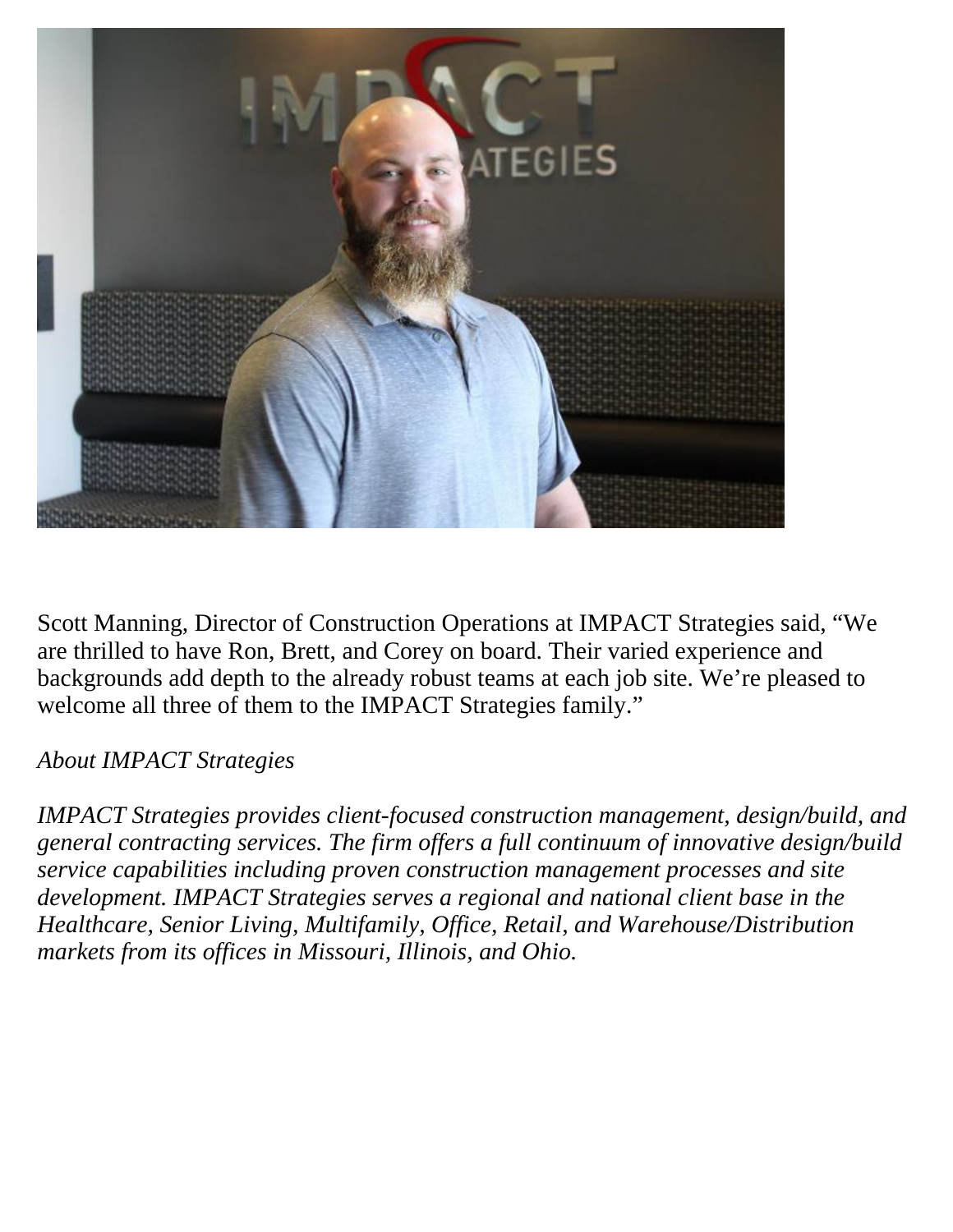Scott Manning, Director of Construction Operations at IMPACT Strategies said, "We are thrilled to have Ron, Brett, and Corey on board. Their varied experience and backgrounds add depth to the already robust teams at each job site. We're pleased to welcome all three of them to the IMPACT Strategies family."

*About IMPACT Strategies*

*IMPACT Strategies provides client-focused construction management, design/build, and general contracting services. The firm offers a full continuum of innovative design/build service capabilities including proven construction management processes and site development. IMPACT Strategies serves a regional and national client base in the Healthcare, Senior Living, Multifamily, Office, Retail, and Warehouse/Distribution markets from its offices in Missouri, Illinois, and Ohio.*